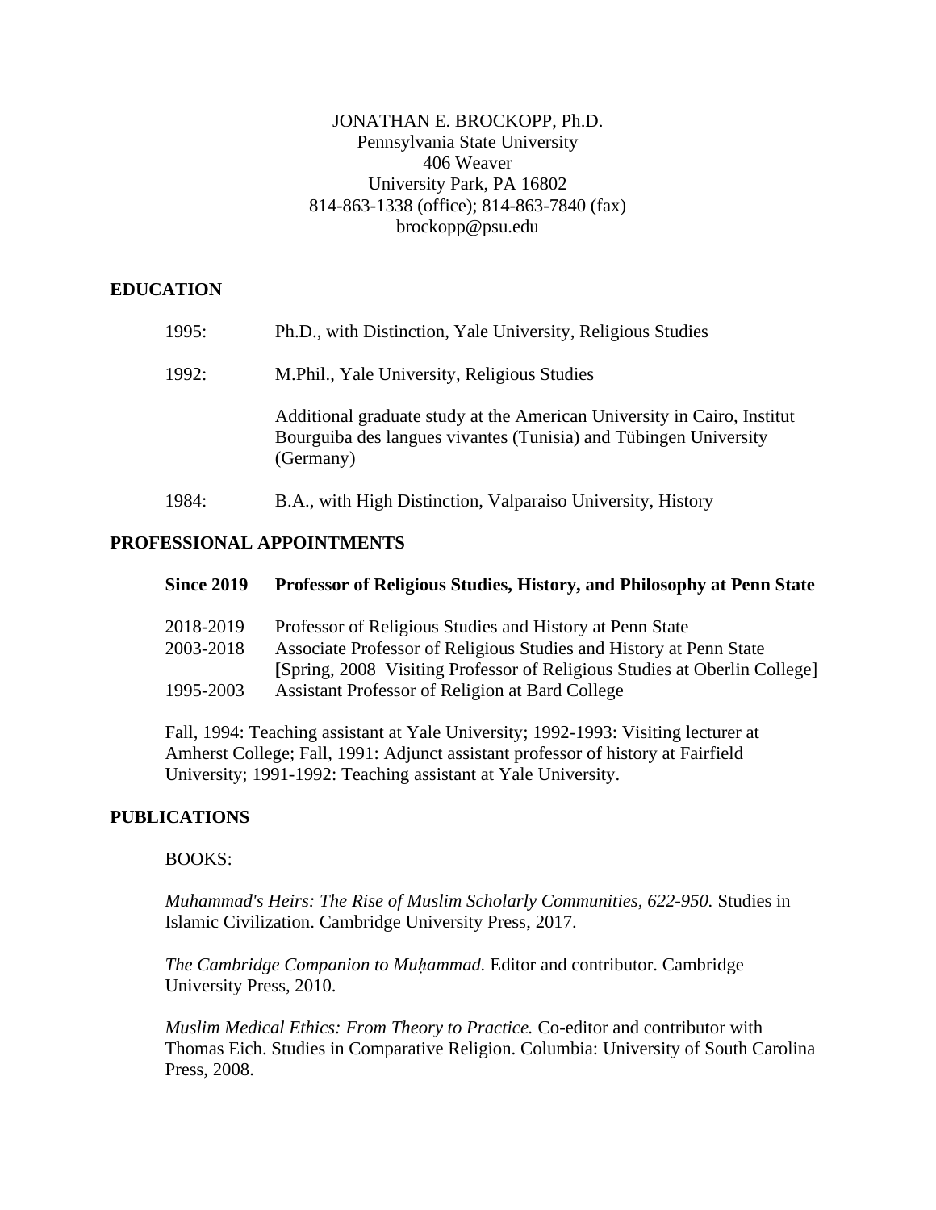JONATHAN E. BROCKOPP, Ph.D.
Pennsylvania State University
406 Weaver
University Park, PA 16802
814-863-1338 (office); 814-863-7840 (fax)
brockopp@psu.edu

## EDUCATION

1995: Ph.D., with Distinction, Yale University, Religious Studies

1992: M.Phil., Yale University, Religious Studies

Additional graduate study at the American University in Cairo, Institut Bourguiba des langues vivantes (Tunisia) and Tübingen University (Germany)

1984: B.A., with High Distinction, Valparaiso University, History

## PROFESSIONAL APPOINTMENTS

**Since 2019 Professor of Religious Studies, History, and Philosophy at Penn State**

2018-2019 Professor of Religious Studies and History at Penn State
2003-2018 Associate Professor of Religious Studies and History at Penn State
[Spring, 2008 Visiting Professor of Religious Studies at Oberlin College]
1995-2003 Assistant Professor of Religion at Bard College

Fall, 1994: Teaching assistant at Yale University; 1992-1993: Visiting lecturer at Amherst College; Fall, 1991: Adjunct assistant professor of history at Fairfield University; 1991-1992: Teaching assistant at Yale University.

## PUBLICATIONS

BOOKS:

*Muhammad's Heirs: The Rise of Muslim Scholarly Communities, 622-950.* Studies in Islamic Civilization. Cambridge University Press, 2017.

*The Cambridge Companion to Muḥammad.* Editor and contributor. Cambridge University Press, 2010.

*Muslim Medical Ethics: From Theory to Practice.* Co-editor and contributor with Thomas Eich. Studies in Comparative Religion. Columbia: University of South Carolina Press, 2008.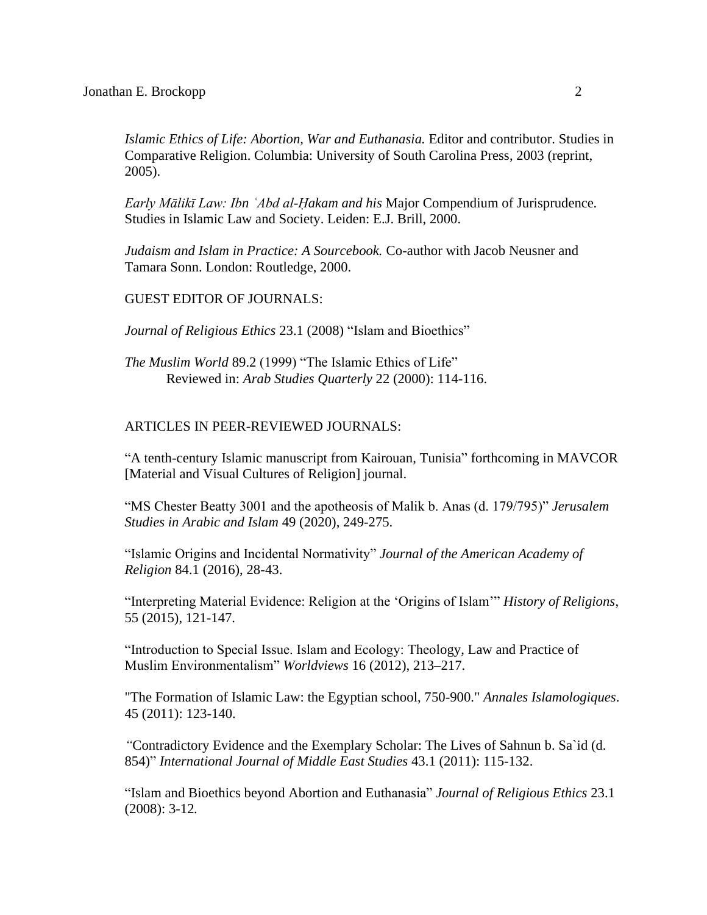*Islamic Ethics of Life: Abortion, War and Euthanasia.* Editor and contributor. Studies in Comparative Religion. Columbia: University of South Carolina Press, 2003 (reprint, 2005).

*Early Mālikī Law: Ibn ʿAbd al-Ḥakam and his* Major Compendium of Jurisprudence*.* Studies in Islamic Law and Society. Leiden: E.J. Brill, 2000.

*Judaism and Islam in Practice: A Sourcebook.* Co-author with Jacob Neusner and Tamara Sonn. London: Routledge, 2000.

GUEST EDITOR OF JOURNALS:

*Journal of Religious Ethics* 23.1 (2008) "Islam and Bioethics"

*The Muslim World* 89.2 (1999) "The Islamic Ethics of Life"
Reviewed in: *Arab Studies Quarterly* 22 (2000): 114-116.

ARTICLES IN PEER-REVIEWED JOURNALS:

"A tenth-century Islamic manuscript from Kairouan, Tunisia" forthcoming in MAVCOR [Material and Visual Cultures of Religion] journal.

"MS Chester Beatty 3001 and the apotheosis of Malik b. Anas (d. 179/795)" *Jerusalem Studies in Arabic and Islam* 49 (2020), 249-275.

"Islamic Origins and Incidental Normativity" *Journal of the American Academy of Religion* 84.1 (2016), 28-43.

"Interpreting Material Evidence: Religion at the 'Origins of Islam'" *History of Religions*, 55 (2015), 121-147.

"Introduction to Special Issue. Islam and Ecology: Theology, Law and Practice of Muslim Environmentalism" *Worldviews* 16 (2012), 213–217.

"The Formation of Islamic Law: the Egyptian school, 750-900." *Annales Islamologiques*. 45 (2011): 123-140.

"Contradictory Evidence and the Exemplary Scholar: The Lives of Sahnun b. Sa`id (d. 854)" *International Journal of Middle East Studies* 43.1 (2011): 115-132.

"Islam and Bioethics beyond Abortion and Euthanasia" *Journal of Religious Ethics* 23.1 (2008): 3-12.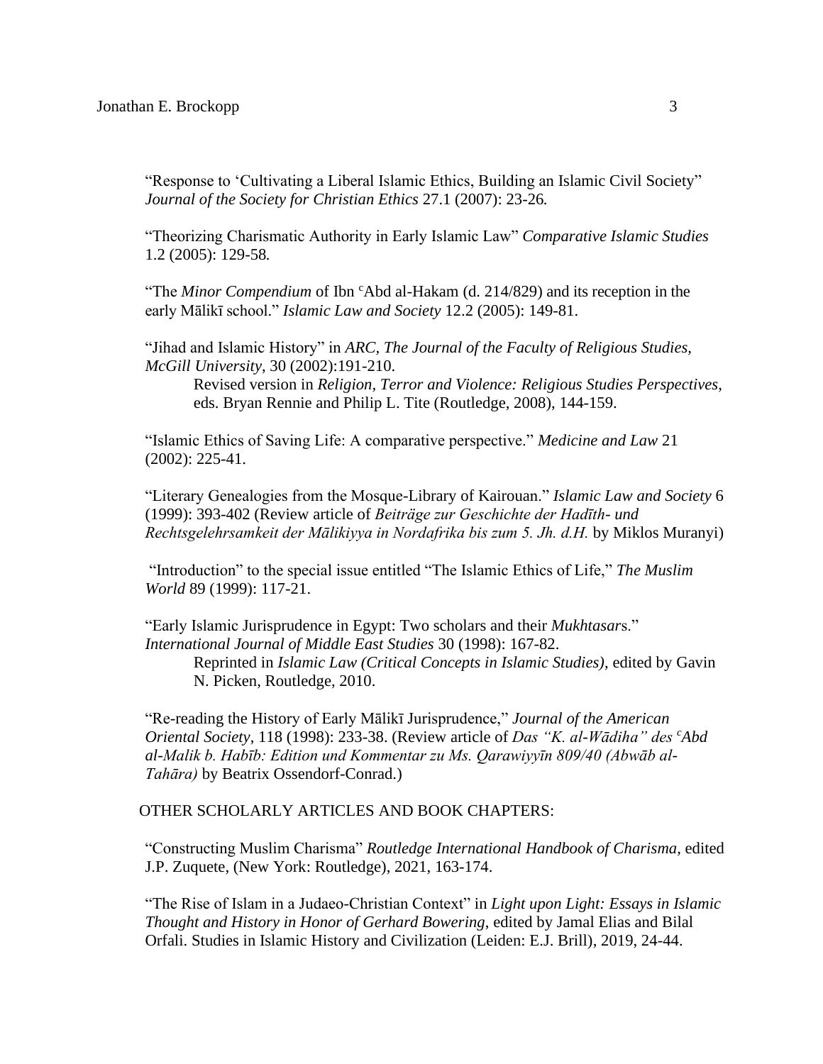"Response to 'Cultivating a Liberal Islamic Ethics, Building an Islamic Civil Society" *Journal of the Society for Christian Ethics* 27.1 (2007): 23-26.

"Theorizing Charismatic Authority in Early Islamic Law" *Comparative Islamic Studies* 1.2 (2005): 129-58.

"The *Minor Compendium* of Ibn ᶜAbd al-Hakam (d. 214/829) and its reception in the early Mālikī school." *Islamic Law and Society* 12.2 (2005): 149-81.

"Jihad and Islamic History" in *ARC, The Journal of the Faculty of Religious Studies, McGill University*, 30 (2002):191-210.
  Revised version in *Religion, Terror and Violence: Religious Studies Perspectives*, eds. Bryan Rennie and Philip L. Tite (Routledge, 2008), 144-159.

"Islamic Ethics of Saving Life: A comparative perspective." *Medicine and Law* 21 (2002): 225-41.

"Literary Genealogies from the Mosque-Library of Kairouan." *Islamic Law and Society* 6 (1999): 393-402 (Review article of *Beiträge zur Geschichte der Hadīth- und Rechtsgelehrsamkeit der Mālikiyya in Nordafrika bis zum 5. Jh. d.H.* by Miklos Muranyi)

"Introduction" to the special issue entitled "The Islamic Ethics of Life," *The Muslim World* 89 (1999): 117-21.

"Early Islamic Jurisprudence in Egypt: Two scholars and their *Mukhtasar*s." *International Journal of Middle East Studies* 30 (1998): 167-82.
  Reprinted in *Islamic Law (Critical Concepts in Islamic Studies)*, edited by Gavin N. Picken, Routledge, 2010.

"Re-reading the History of Early Mālikī Jurisprudence," *Journal of the American Oriental Society*, 118 (1998): 233-38. (Review article of *Das "K. al-Wādiha" des ᶜAbd al-Malik b. Habīb: Edition und Kommentar zu Ms. Qarawiyyīn 809/40 (Abwāb al-Tahāra)* by Beatrix Ossendorf-Conrad.)

OTHER SCHOLARLY ARTICLES AND BOOK CHAPTERS:

"Constructing Muslim Charisma" *Routledge International Handbook of Charisma*, edited J.P. Zuquete, (New York: Routledge), 2021, 163-174.

"The Rise of Islam in a Judaeo-Christian Context" in *Light upon Light: Essays in Islamic Thought and History in Honor of Gerhard Bowering*, edited by Jamal Elias and Bilal Orfali. Studies in Islamic History and Civilization (Leiden: E.J. Brill), 2019, 24-44.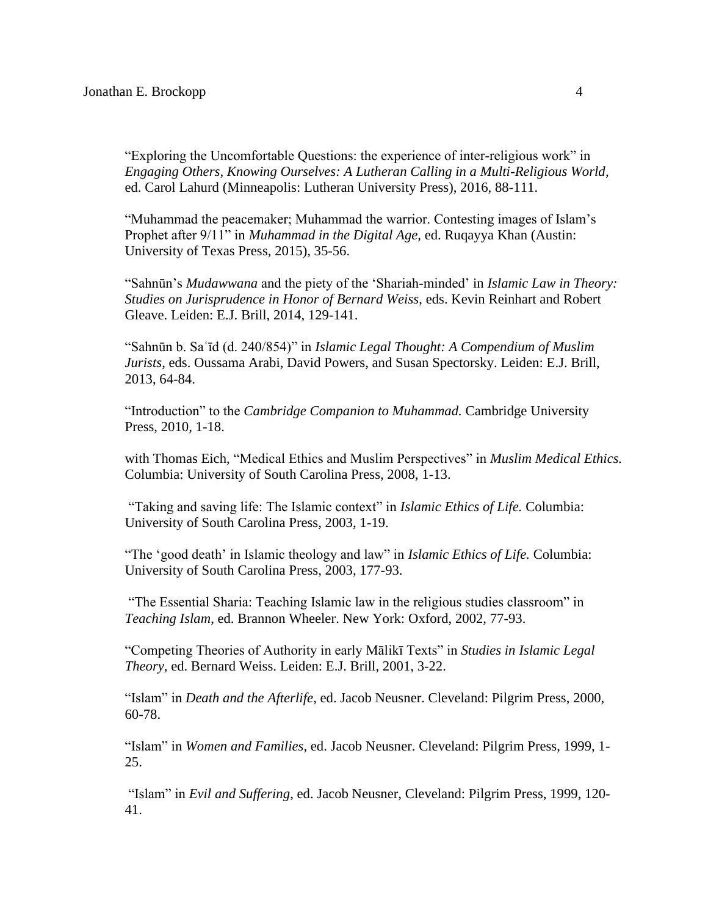"Exploring the Uncomfortable Questions: the experience of inter-religious work" in *Engaging Others, Knowing Ourselves: A Lutheran Calling in a Multi-Religious World,* ed. Carol Lahurd (Minneapolis: Lutheran University Press), 2016, 88-111.

"Muhammad the peacemaker; Muhammad the warrior. Contesting images of Islam's Prophet after 9/11" in *Muhammad in the Digital Age,* ed. Ruqayya Khan (Austin: University of Texas Press, 2015), 35-56.

"Sahnūn's *Mudawwana* and the piety of the 'Shariah-minded' in *Islamic Law in Theory: Studies on Jurisprudence in Honor of Bernard Weiss,* eds. Kevin Reinhart and Robert Gleave. Leiden: E.J. Brill, 2014, 129-141.

"Sahnūn b. Saʿīd (d. 240/854)" in *Islamic Legal Thought: A Compendium of Muslim Jurists*, eds. Oussama Arabi, David Powers, and Susan Spectorsky. Leiden: E.J. Brill, 2013, 64-84.

"Introduction" to the *Cambridge Companion to Muhammad.* Cambridge University Press, 2010, 1-18.

with Thomas Eich, "Medical Ethics and Muslim Perspectives" in *Muslim Medical Ethics.* Columbia: University of South Carolina Press, 2008, 1-13.

"Taking and saving life: The Islamic context" in *Islamic Ethics of Life.* Columbia: University of South Carolina Press, 2003, 1-19.

"The 'good death' in Islamic theology and law" in *Islamic Ethics of Life.* Columbia: University of South Carolina Press, 2003, 177-93.

"The Essential Sharia: Teaching Islamic law in the religious studies classroom" in *Teaching Islam*, ed. Brannon Wheeler. New York: Oxford, 2002, 77-93.

"Competing Theories of Authority in early Mālikī Texts" in *Studies in Islamic Legal Theory,* ed. Bernard Weiss. Leiden: E.J. Brill, 2001, 3-22.

"Islam" in *Death and the Afterlife*, ed. Jacob Neusner. Cleveland: Pilgrim Press, 2000, 60-78.

"Islam" in *Women and Families*, ed. Jacob Neusner. Cleveland: Pilgrim Press, 1999, 1-25.

"Islam" in *Evil and Suffering*, ed. Jacob Neusner, Cleveland: Pilgrim Press, 1999, 120-41.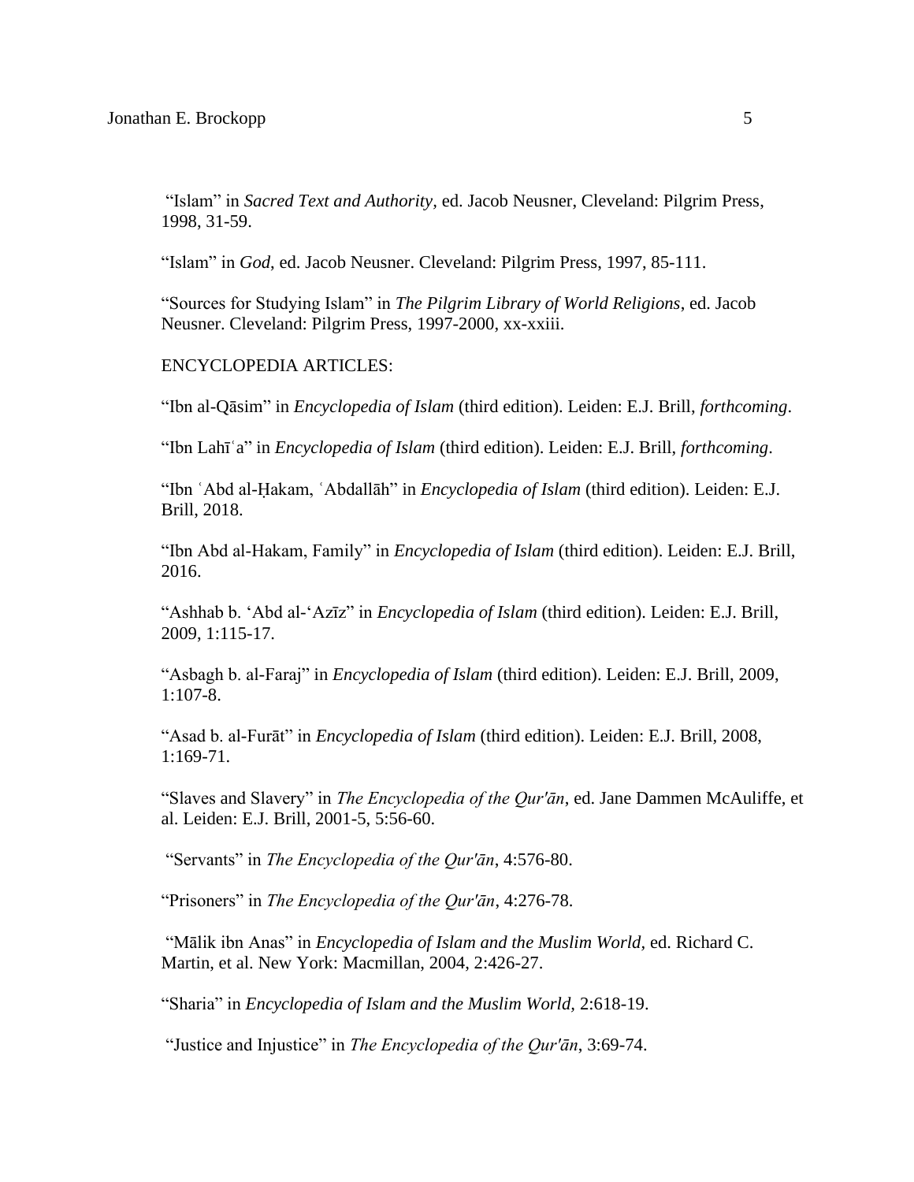"Islam" in *Sacred Text and Authority*, ed. Jacob Neusner, Cleveland: Pilgrim Press, 1998, 31-59.

"Islam" in *God*, ed. Jacob Neusner. Cleveland: Pilgrim Press, 1997, 85-111.

"Sources for Studying Islam" in *The Pilgrim Library of World Religions*, ed. Jacob Neusner. Cleveland: Pilgrim Press, 1997-2000, xx-xxiii.

ENCYCLOPEDIA ARTICLES:

"Ibn al-Qāsim" in *Encyclopedia of Islam* (third edition). Leiden: E.J. Brill, *forthcoming*.

"Ibn Lahīʿa" in *Encyclopedia of Islam* (third edition). Leiden: E.J. Brill, *forthcoming*.

"Ibn ʿAbd al-Ḥakam, ʿAbdallāh" in *Encyclopedia of Islam* (third edition). Leiden: E.J. Brill, 2018.

"Ibn Abd al-Hakam, Family" in *Encyclopedia of Islam* (third edition). Leiden: E.J. Brill, 2016.

"Ashhab b. 'Abd al-'Azīz" in *Encyclopedia of Islam* (third edition). Leiden: E.J. Brill, 2009, 1:115-17.

"Asbagh b. al-Faraj" in *Encyclopedia of Islam* (third edition). Leiden: E.J. Brill, 2009, 1:107-8.

"Asad b. al-Furāt" in *Encyclopedia of Islam* (third edition). Leiden: E.J. Brill, 2008, 1:169-71.

"Slaves and Slavery" in *The Encyclopedia of the Qur'ān*, ed. Jane Dammen McAuliffe, et al. Leiden: E.J. Brill, 2001-5, 5:56-60.

"Servants" in *The Encyclopedia of the Qur'ān*, 4:576-80.

"Prisoners" in *The Encyclopedia of the Qur'ān*, 4:276-78.

"Mālik ibn Anas" in *Encyclopedia of Islam and the Muslim World*, ed. Richard C. Martin, et al. New York: Macmillan, 2004, 2:426-27.

"Sharia" in *Encyclopedia of Islam and the Muslim World*, 2:618-19.

"Justice and Injustice" in *The Encyclopedia of the Qur'ān*, 3:69-74.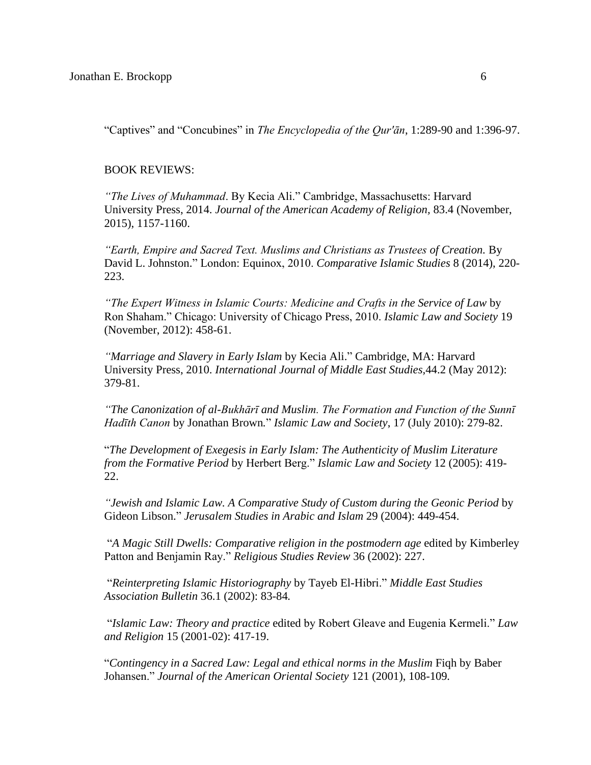"Captives" and "Concubines" in *The Encyclopedia of the Qur'ān*, 1:289-90 and 1:396-97.

BOOK REVIEWS:

*"The Lives of Muhammad*. By Kecia Ali." Cambridge, Massachusetts: Harvard University Press, 2014. *Journal of the American Academy of Religion,* 83.4 (November, 2015), 1157-1160.

*"Earth, Empire and Sacred Text. Muslims and Christians as Trustees of Creation.* By David L. Johnston." London: Equinox, 2010. *Comparative Islamic Studies* 8 (2014), 220-223.

*"The Expert Witness in Islamic Courts: Medicine and Crafts in the Service of Law* by Ron Shaham." Chicago: University of Chicago Press, 2010. *Islamic Law and Society* 19 (November, 2012): 458-61.

*"Marriage and Slavery in Early Islam* by Kecia Ali." Cambridge, MA: Harvard University Press, 2010. *International Journal of Middle East Studies,*44.2 (May 2012): 379-81.

*"The Canonization of al-Bukhārī and Muslim. The Formation and Function of the Sunnī Hadīth Canon* by Jonathan Brown." *Islamic Law and Society*, 17 (July 2010): 279-82.

"*The Development of Exegesis in Early Islam: The Authenticity of Muslim Literature from the Formative Period* by Herbert Berg." *Islamic Law and Society* 12 (2005): 419-22.

*"Jewish and Islamic Law. A Comparative Study of Custom during the Geonic Period* by Gideon Libson." *Jerusalem Studies in Arabic and Islam* 29 (2004): 449-454.

"*A Magic Still Dwells: Comparative religion in the postmodern age* edited by Kimberley Patton and Benjamin Ray." *Religious Studies Review* 36 (2002): 227.

"*Reinterpreting Islamic Historiography* by Tayeb El-Hibri." *Middle East Studies Association Bulletin* 36.1 (2002): 83-84*.*

"*Islamic Law: Theory and practice* edited by Robert Gleave and Eugenia Kermeli." *Law and Religion* 15 (2001-02): 417-19.

"*Contingency in a Sacred Law: Legal and ethical norms in the Muslim* Fiqh by Baber Johansen." *Journal of the American Oriental Society* 121 (2001), 108-109*.*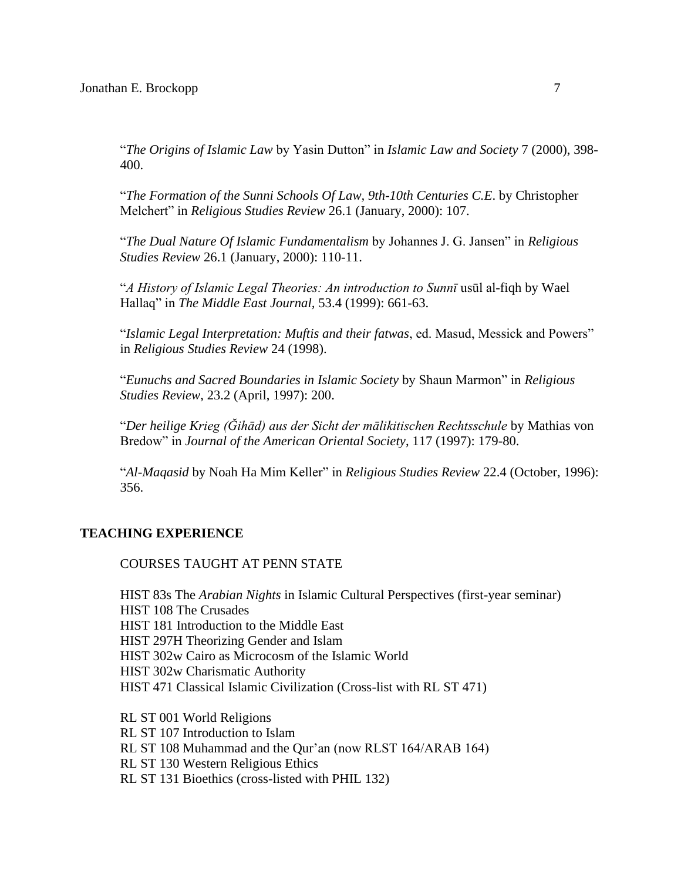"*The Origins of Islamic Law* by Yasin Dutton" in *Islamic Law and Society* 7 (2000), 398-400.

"*The Formation of the Sunni Schools Of Law, 9th-10th Centuries C.E*. by Christopher Melchert" in *Religious Studies Review* 26.1 (January, 2000): 107.

"*The Dual Nature Of Islamic Fundamentalism* by Johannes J. G. Jansen" in *Religious Studies Review* 26.1 (January, 2000): 110-11.

"*A History of Islamic Legal Theories: An introduction to Sunnī* usūl al-fiqh by Wael Hallaq" in *The Middle East Journal*, 53.4 (1999): 661-63.

"*Islamic Legal Interpretation: Muftis and their fatwas*, ed. Masud, Messick and Powers" in *Religious Studies Review* 24 (1998).

"*Eunuchs and Sacred Boundaries in Islamic Society* by Shaun Marmon" in *Religious Studies Review*, 23.2 (April, 1997): 200.

"*Der heilige Krieg (Ğihād) aus der Sicht der mālikitischen Rechtsschule* by Mathias von Bredow" in *Journal of the American Oriental Society*, 117 (1997): 179-80.

"*Al-Maqasid* by Noah Ha Mim Keller" in *Religious Studies Review* 22.4 (October, 1996): 356.

## TEACHING EXPERIENCE

COURSES TAUGHT AT PENN STATE

HIST 83s The *Arabian Nights* in Islamic Cultural Perspectives (first-year seminar)
HIST 108 The Crusades
HIST 181 Introduction to the Middle East
HIST 297H Theorizing Gender and Islam
HIST 302w Cairo as Microcosm of the Islamic World
HIST 302w Charismatic Authority
HIST 471 Classical Islamic Civilization (Cross-list with RL ST 471)

RL ST 001 World Religions
RL ST 107 Introduction to Islam
RL ST 108 Muhammad and the Qur'an (now RLST 164/ARAB 164)
RL ST 130 Western Religious Ethics
RL ST 131 Bioethics (cross-listed with PHIL 132)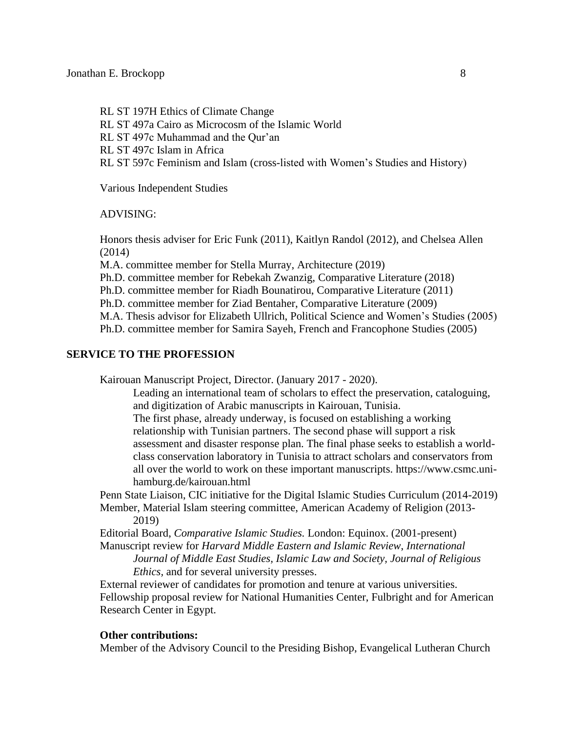RL ST 197H Ethics of Climate Change
RL ST 497a Cairo as Microcosm of the Islamic World
RL ST 497c Muhammad and the Qur'an
RL ST 497c Islam in Africa
RL ST 597c Feminism and Islam (cross-listed with Women's Studies and History)

Various Independent Studies

ADVISING:

Honors thesis adviser for Eric Funk (2011), Kaitlyn Randol (2012), and Chelsea Allen (2014)
M.A. committee member for Stella Murray, Architecture (2019)
Ph.D. committee member for Rebekah Zwanzig, Comparative Literature (2018)
Ph.D. committee member for Riadh Bounatirou, Comparative Literature (2011)
Ph.D. committee member for Ziad Bentaher, Comparative Literature (2009)
M.A. Thesis advisor for Elizabeth Ullrich, Political Science and Women's Studies (2005)
Ph.D. committee member for Samira Sayeh, French and Francophone Studies (2005)

## SERVICE TO THE PROFESSION

Kairouan Manuscript Project, Director. (January 2017 - 2020).
Leading an international team of scholars to effect the preservation, cataloguing, and digitization of Arabic manuscripts in Kairouan, Tunisia.
The first phase, already underway, is focused on establishing a working relationship with Tunisian partners. The second phase will support a risk assessment and disaster response plan. The final phase seeks to establish a world-class conservation laboratory in Tunisia to attract scholars and conservators from all over the world to work on these important manuscripts. https://www.csmc.uni-hamburg.de/kairouan.html

Penn State Liaison, CIC initiative for the Digital Islamic Studies Curriculum (2014-2019)
Member, Material Islam steering committee, American Academy of Religion (2013-2019)
Editorial Board, *Comparative Islamic Studies.* London: Equinox. (2001-present)
Manuscript review for *Harvard Middle Eastern and Islamic Review*, *International Journal of Middle East Studies*, *Islamic Law and Society*, *Journal of Religious Ethics*, and for several university presses.
External reviewer of candidates for promotion and tenure at various universities.
Fellowship proposal review for National Humanities Center, Fulbright and for American Research Center in Egypt.

**Other contributions:**
Member of the Advisory Council to the Presiding Bishop, Evangelical Lutheran Church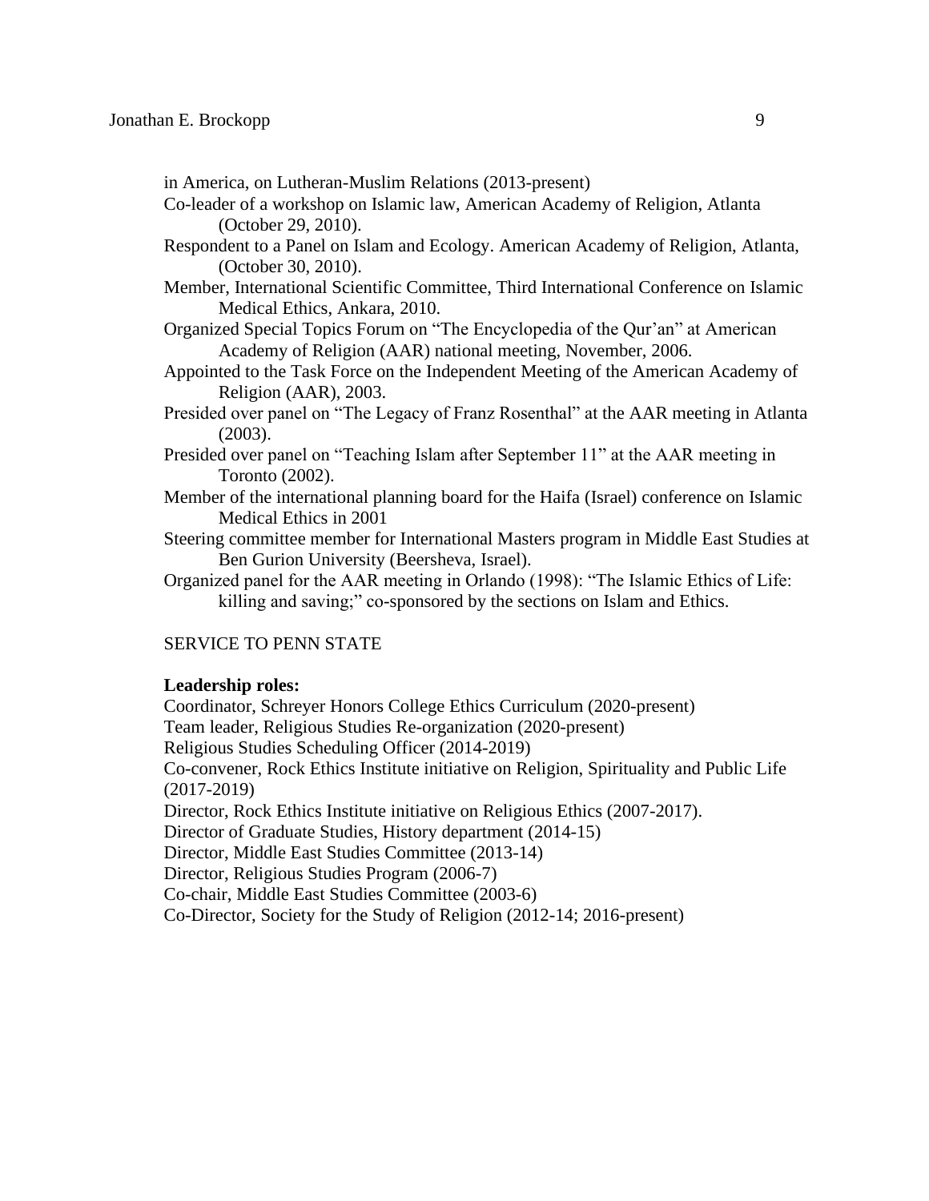in America, on Lutheran-Muslim Relations (2013-present)

Co-leader of a workshop on Islamic law, American Academy of Religion, Atlanta (October 29, 2010).

Respondent to a Panel on Islam and Ecology. American Academy of Religion, Atlanta, (October 30, 2010).

Member, International Scientific Committee, Third International Conference on Islamic Medical Ethics, Ankara, 2010.

Organized Special Topics Forum on "The Encyclopedia of the Qur'an" at American Academy of Religion (AAR) national meeting, November, 2006.

Appointed to the Task Force on the Independent Meeting of the American Academy of Religion (AAR), 2003.

Presided over panel on "The Legacy of Franz Rosenthal" at the AAR meeting in Atlanta (2003).

Presided over panel on "Teaching Islam after September 11" at the AAR meeting in Toronto (2002).

Member of the international planning board for the Haifa (Israel) conference on Islamic Medical Ethics in 2001

Steering committee member for International Masters program in Middle East Studies at Ben Gurion University (Beersheva, Israel).

Organized panel for the AAR meeting in Orlando (1998): "The Islamic Ethics of Life: killing and saving;" co-sponsored by the sections on Islam and Ethics.

## SERVICE TO PENN STATE

**Leadership roles:**

Coordinator, Schreyer Honors College Ethics Curriculum (2020-present)

Team leader, Religious Studies Re-organization (2020-present)

Religious Studies Scheduling Officer (2014-2019)

Co-convener, Rock Ethics Institute initiative on Religion, Spirituality and Public Life (2017-2019)

Director, Rock Ethics Institute initiative on Religious Ethics (2007-2017).

Director of Graduate Studies, History department (2014-15)

Director, Middle East Studies Committee (2013-14)

Director, Religious Studies Program (2006-7)

Co-chair, Middle East Studies Committee (2003-6)

Co-Director, Society for the Study of Religion (2012-14; 2016-present)